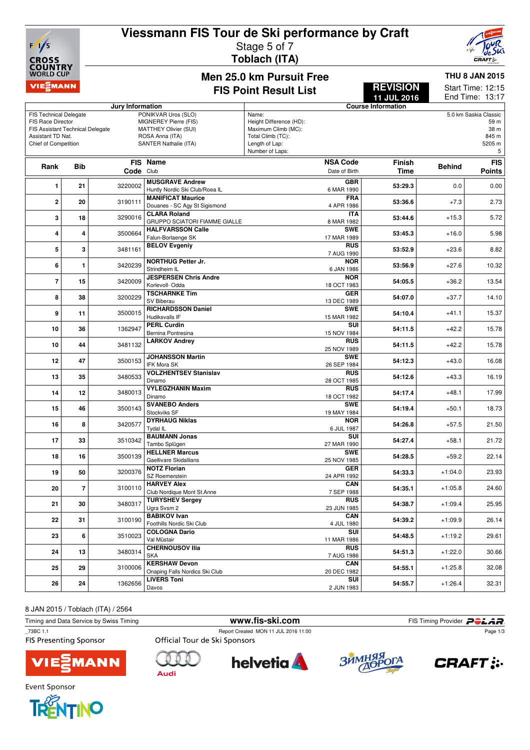# Viessmann FIS Tour de Ski performance by Craft

Stage 5 of 7

**Toblach (ITA)**

## Men 25.0 km Pursuit Free

## FIS Point Result List

**REVISION 11 JUL 2016**

**THU 8 JAN 2015**

Start Time: 12:15
End Time: 13:17

| Jury Information | | Course Information | |
|---|---|---|---|
| FIS Technical Delegate | PONIKVAR Uros (SLO) | Name: | 5.0 km Saskia Classic |
| FIS Race Director | MIGNEREY Pierre (FIS) | Height Difference (HD): | 59 m |
| FIS Assistant Technical Delegate | MATTHEY Olivier (SUI) | Maximum Climb (MC): | 38 m |
| Assistant TD Nat. | ROSA Anna (ITA) | Total Climb (TC): | 845 m |
| Chief of Competition | SANTER Nathalie (ITA) | Length of Lap: | 5205 m |
| | | Number of Laps: | 5 |

| Rank | Bib | FIS Code | Name / Club | NSA Code / Date of Birth | Finish Time | Behind | FIS Points |
|---|---|---|---|---|---|---|---|
| 1 | 21 | 3220002 | **MUSGRAVE Andrew** Huntly Nordic Ski Club/Roea IL | **GBR** 6 MAR 1990 | 53:29.3 | 0.0 | 0.00 |
| 2 | 20 | 3190111 | **MANIFICAT Maurice** Douanes - SC Agy St Sigismond | **FRA** 4 APR 1986 | 53:36.6 | +7.3 | 2.73 |
| 3 | 18 | 3290016 | **CLARA Roland** GRUPPO SCIATORI FIAMME GIALLE | **ITA** 8 MAR 1982 | 53:44.6 | +15.3 | 5.72 |
| 4 | 4 | 3500664 | **HALFVARSSON Calle** Falun-Borlaenge SK | **SWE** 17 MAR 1989 | 53:45.3 | +16.0 | 5.98 |
| 5 | 3 | 3481161 | **BELOV Evgeniy** | **RUS** 7 AUG 1990 | 53:52.9 | +23.6 | 8.82 |
| 6 | 1 | 3420239 | **NORTHUG Petter Jr.** Strindheim IL | **NOR** 6 JAN 1986 | 53:56.9 | +27.6 | 10.32 |
| 7 | 15 | 3420009 | **JESPERSEN Chris Andre** Korlevoll- Odda | **NOR** 18 OCT 1983 | 54:05.5 | +36.2 | 13.54 |
| 8 | 38 | 3200229 | **TSCHARNKE Tim** SV Biberau | **GER** 13 DEC 1989 | 54:07.0 | +37.7 | 14.10 |
| 9 | 11 | 3500015 | **RICHARDSSON Daniel** Hudiksvalls IF | **SWE** 15 MAR 1982 | 54:10.4 | +41.1 | 15.37 |
| 10 | 36 | 1362947 | **PERL Curdin** Bernina Pontresina | **SUI** 15 NOV 1984 | 54:11.5 | +42.2 | 15.78 |
| 10 | 44 | 3481132 | **LARKOV Andrey** | **RUS** 25 NOV 1989 | 54:11.5 | +42.2 | 15.78 |
| 12 | 47 | 3500153 | **JOHANSSON Martin** IFK Mora SK | **SWE** 26 SEP 1984 | 54:12.3 | +43.0 | 16.08 |
| 13 | 35 | 3480533 | **VOLZHENTSEV Stanislav** Dinamo | **RUS** 28 OCT 1985 | 54:12.6 | +43.3 | 16.19 |
| 14 | 12 | 3480013 | **VYLEGZHANIN Maxim** Dinamo | **RUS** 18 OCT 1982 | 54:17.4 | +48.1 | 17.99 |
| 15 | 46 | 3500143 | **SVANEBO Anders** Stockviks SF | **SWE** 19 MAY 1984 | 54:19.4 | +50.1 | 18.73 |
| 16 | 8 | 3420577 | **DYRHAUG Niklas** Tydal IL | **NOR** 6 JUL 1987 | 54:26.8 | +57.5 | 21.50 |
| 17 | 33 | 3510342 | **BAUMANN Jonas** Tambo Splügen | **SUI** 27 MAR 1990 | 54:27.4 | +58.1 | 21.72 |
| 18 | 16 | 3500139 | **HELLNER Marcus** Gaellivare Skidallians | **SWE** 25 NOV 1985 | 54:28.5 | +59.2 | 22.14 |
| 19 | 50 | 3200376 | **NOTZ Florian** SZ Roemerstein | **GER** 24 APR 1992 | 54:33.3 | +1:04.0 | 23.93 |
| 20 | 7 | 3100110 | **HARVEY Alex** Club Nordique Mont St.Anne | **CAN** 7 SEP 1988 | 54:35.1 | +1:05.8 | 24.60 |
| 21 | 30 | 3480317 | **TURYSHEV Sergey** Ugra Svsm 2 | **RUS** 23 JUN 1985 | 54:38.7 | +1:09.4 | 25.95 |
| 22 | 31 | 3100190 | **BABIKOV Ivan** Foothills Nordic Ski Club | **CAN** 4 JUL 1980 | 54:39.2 | +1:09.9 | 26.14 |
| 23 | 6 | 3510023 | **COLOGNA Dario** Val Müstair | **SUI** 11 MAR 1986 | 54:48.5 | +1:19.2 | 29.61 |
| 24 | 13 | 3480314 | **CHERNOUSOV Ilia** SKA | **RUS** 7 AUG 1986 | 54:51.3 | +1:22.0 | 30.66 |
| 25 | 29 | 3100006 | **KERSHAW Devon** Onaping Falls Nordics Ski Club | **CAN** 20 DEC 1982 | 54:55.1 | +1:25.8 | 32.08 |
| 26 | 24 | 1362656 | **LIVERS Toni** Davos | **SUI** 2 JUN 1983 | 54:55.7 | +1:26.4 | 32.31 |

8 JAN 2015 / Toblach (ITA) / 2564

Timing and Data Service by Swiss Timing — www.fis-ski.com — FIS Timing Provider POLAR

_73BC 1.1 — Report Created MON 11 JUL 2016 11:00

FIS Presenting Sponsor: VIESSMANN

Official Tour de Ski Sponsors: Audi, helvetia, Зимняя Дорога, CRAFT

Event Sponsor: TRENTINO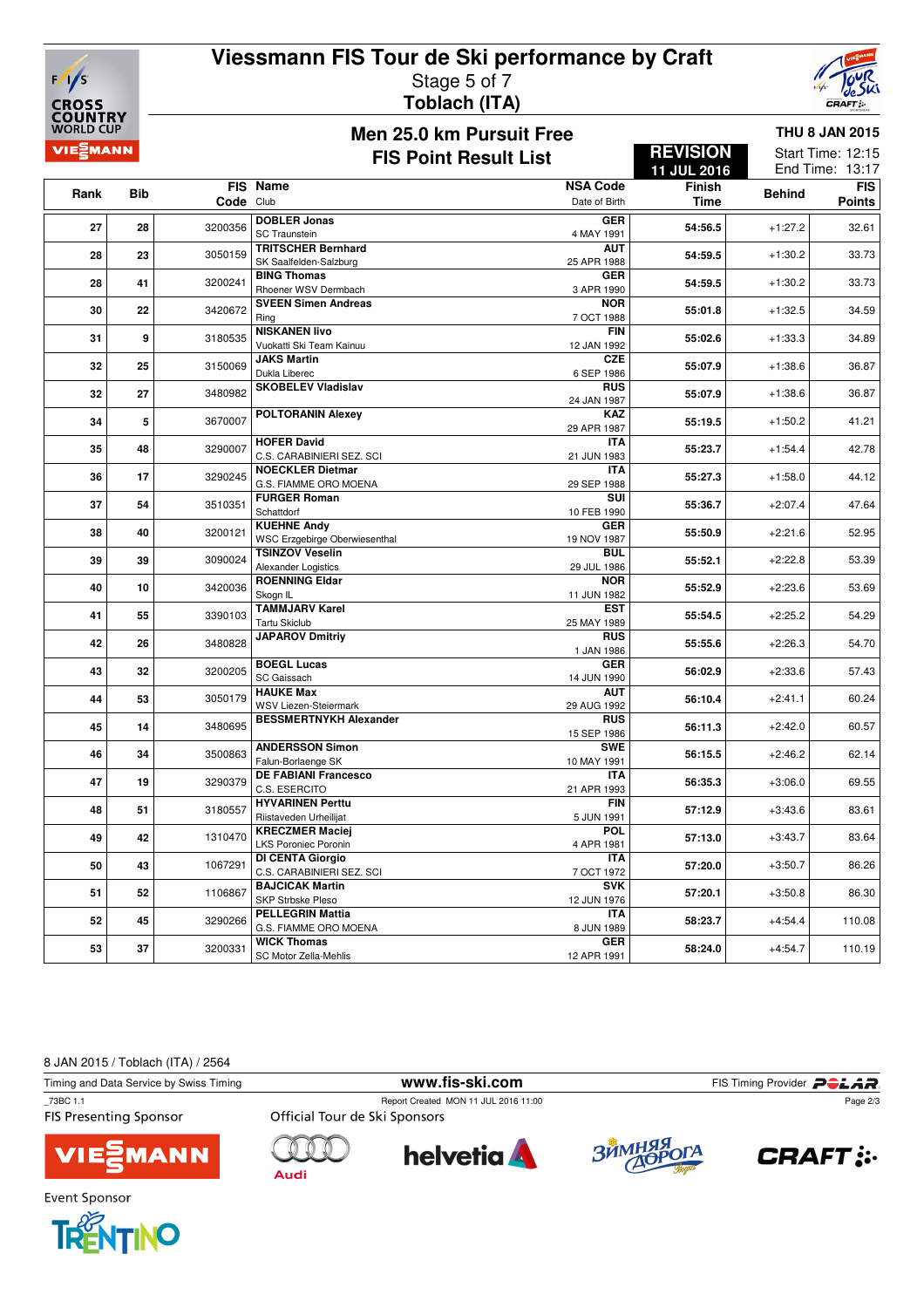# Viessmann FIS Tour de Ski performance by Craft

Stage 5 of 7

**Toblach (ITA)**

## Men 25.0 km Pursuit Free

## FIS Point Result List

**REVISION 11 JUL 2016**

**THU 8 JAN 2015**

Start Time: 12:15

End Time: 13:17

| Rank | Bib | FIS Code | Name / Club | NSA Code / Date of Birth | Finish Time | Behind | FIS Points |
|---|---|---|---|---|---|---|---|
| 27 | 28 | 3200356 | **DOBLER Jonas** SC Traunstein | **GER** 4 MAY 1991 | 54:56.5 | +1:27.2 | 32.61 |
| 28 | 23 | 3050159 | **TRITSCHER Bernhard** SK Saalfelden-Salzburg | **AUT** 25 APR 1988 | 54:59.5 | +1:30.2 | 33.73 |
| 28 | 41 | 3200241 | **BING Thomas** Rhoener WSV Dermbach | **GER** 3 APR 1990 | 54:59.5 | +1:30.2 | 33.73 |
| 30 | 22 | 3420672 | **SVEEN Simen Andreas** Ring | **NOR** 7 OCT 1988 | 55:01.8 | +1:32.5 | 34.59 |
| 31 | 9 | 3180535 | **NISKANEN Iivo** Vuokatti Ski Team Kainuu | **FIN** 12 JAN 1992 | 55:02.6 | +1:33.3 | 34.89 |
| 32 | 25 | 3150069 | **JAKS Martin** Dukla Liberec | **CZE** 6 SEP 1986 | 55:07.9 | +1:38.6 | 36.87 |
| 32 | 27 | 3480982 | **SKOBELEV Vladislav** | **RUS** 24 JAN 1987 | 55:07.9 | +1:38.6 | 36.87 |
| 34 | 5 | 3670007 | **POLTORANIN Alexey** | **KAZ** 29 APR 1987 | 55:19.5 | +1:50.2 | 41.21 |
| 35 | 48 | 3290007 | **HOFER David** C.S. CARABINIERI SEZ. SCI | **ITA** 21 JUN 1983 | 55:23.7 | +1:54.4 | 42.78 |
| 36 | 17 | 3290245 | **NOECKLER Dietmar** G.S. FIAMME ORO MOENA | **ITA** 29 SEP 1988 | 55:27.3 | +1:58.0 | 44.12 |
| 37 | 54 | 3510351 | **FURGER Roman** Schattdorf | **SUI** 10 FEB 1990 | 55:36.7 | +2:07.4 | 47.64 |
| 38 | 40 | 3200121 | **KUEHNE Andy** WSC Erzgebirge Oberwiesenthal | **GER** 19 NOV 1987 | 55:50.9 | +2:21.6 | 52.95 |
| 39 | 39 | 3090024 | **TSINZOV Veselin** Alexander Logistics | **BUL** 29 JUL 1986 | 55:52.1 | +2:22.8 | 53.39 |
| 40 | 10 | 3420036 | **ROENNING Eldar** Skogn IL | **NOR** 11 JUN 1982 | 55:52.9 | +2:23.6 | 53.69 |
| 41 | 55 | 3390103 | **TAMMJARV Karel** Tartu Skiclub | **EST** 25 MAY 1989 | 55:54.5 | +2:25.2 | 54.29 |
| 42 | 26 | 3480828 | **JAPAROV Dmitriy** | **RUS** 1 JAN 1986 | 55:55.6 | +2:26.3 | 54.70 |
| 43 | 32 | 3200205 | **BOEGL Lucas** SC Gaissach | **GER** 14 JUN 1990 | 56:02.9 | +2:33.6 | 57.43 |
| 44 | 53 | 3050179 | **HAUKE Max** WSV Liezen-Steiermark | **AUT** 29 AUG 1992 | 56:10.4 | +2:41.1 | 60.24 |
| 45 | 14 | 3480695 | **BESSMERTNYKH Alexander** | **RUS** 15 SEP 1986 | 56:11.3 | +2:42.0 | 60.57 |
| 46 | 34 | 3500863 | **ANDERSSON Simon** Falun-Borlaenge SK | **SWE** 10 MAY 1991 | 56:15.5 | +2:46.2 | 62.14 |
| 47 | 19 | 3290379 | **DE FABIANI Francesco** C.S. ESERCITO | **ITA** 21 APR 1993 | 56:35.3 | +3:06.0 | 69.55 |
| 48 | 51 | 3180557 | **HYVARINEN Perttu** Riistaveden Urheilijat | **FIN** 5 JUN 1991 | 57:12.9 | +3:43.6 | 83.61 |
| 49 | 42 | 1310470 | **KRECZMER Maciej** LKS Poroniec Poronin | **POL** 4 APR 1981 | 57:13.0 | +3:43.7 | 83.64 |
| 50 | 43 | 1067291 | **DI CENTA Giorgio** C.S. CARABINIERI SEZ. SCI | **ITA** 7 OCT 1972 | 57:20.0 | +3:50.7 | 86.26 |
| 51 | 52 | 1106867 | **BAJCICAK Martin** SKP Strbske Pleso | **SVK** 12 JUN 1976 | 57:20.1 | +3:50.8 | 86.30 |
| 52 | 45 | 3290266 | **PELLEGRIN Mattia** G.S. FIAMME ORO MOENA | **ITA** 8 JUN 1989 | 58:23.7 | +4:54.4 | 110.08 |
| 53 | 37 | 3200331 | **WICK Thomas** SC Motor Zella-Mehlis | **GER** 12 APR 1991 | 58:24.0 | +4:54.7 | 110.19 |

8 JAN 2015 / Toblach (ITA) / 2564

Timing and Data Service by Swiss Timing — www.fis-ski.com — FIS Timing Provider POLAR

_73BC 1.1 — Report Created MON 11 JUL 2016 11:00

FIS Presenting Sponsor — Official Tour de Ski Sponsors

Event Sponsor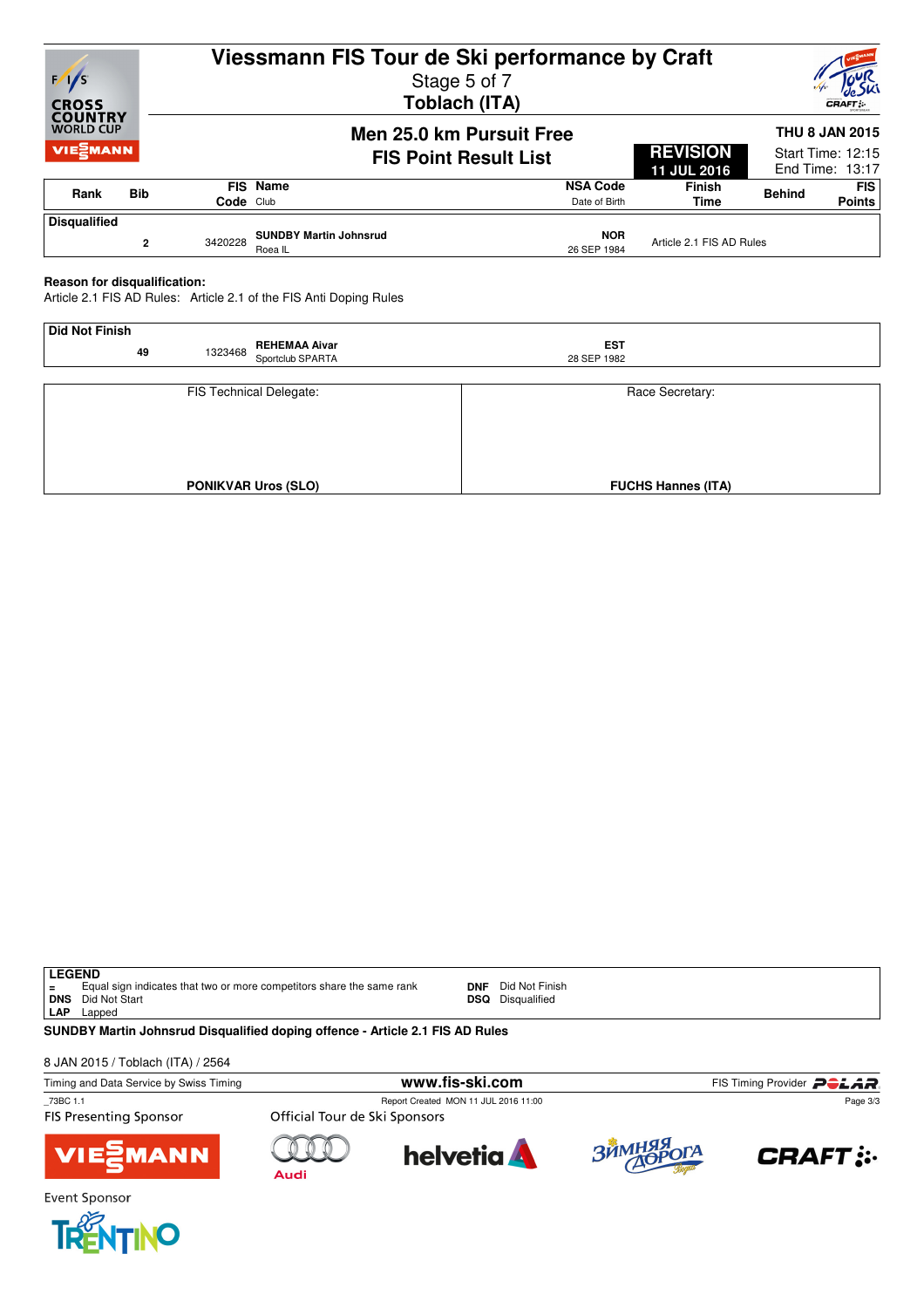# Viessmann FIS Tour de Ski performance by Craft

Stage 5 of 7

**Toblach (ITA)**

## Men 25.0 km Pursuit Free

## FIS Point Result List

**REVISION**
**11 JUL 2016**

**THU 8 JAN 2015**

Start Time: 12:15
End Time: 13:17

| Rank | Bib | FIS Code | Name / Club | NSA Code / Date of Birth | Finish Time | Behind | FIS Points |
|---|---|---|---|---|---|---|---|
| **Disqualified** | | | | | | | |
| | 2 | 3420228 | **SUNDBY Martin Johnsrud** Roea IL | **NOR** 26 SEP 1984 | Article 2.1 FIS AD Rules | | |

**Reason for disqualification:**
Article 2.1 FIS AD Rules: Article 2.1 of the FIS Anti Doping Rules

| Rank | Bib | FIS Code | Name / Club | NSA Code / Date of Birth | Finish Time | Behind | FIS Points |
|---|---|---|---|---|---|---|---|
| **Did Not Finish** | | | | | | | |
| | 49 | 1323468 | **REHEMAA Aivar** Sportclub SPARTA | **EST** 28 SEP 1982 | | | |

| FIS Technical Delegate: | Race Secretary: |
|---|---|
| **PONIKVAR Uros (SLO)** | **FUCHS Hannes (ITA)** |

**LEGEND**

- **=** Equal sign indicates that two or more competitors share the same rank
- **DNS** Did Not Start
- **LAP** Lapped
- **DNF** Did Not Finish
- **DSQ** Disqualified

**SUNDBY Martin Johnsrud Disqualified doping offence - Article 2.1 FIS AD Rules**

8 JAN 2015 / Toblach (ITA) / 2564

Timing and Data Service by Swiss Timing — www.fis-ski.com — FIS Timing Provider POLAR

_73BC 1.1 — Report Created MON 11 JUL 2016 11:00

FIS Presenting Sponsor — Official Tour de Ski Sponsors

Event Sponsor